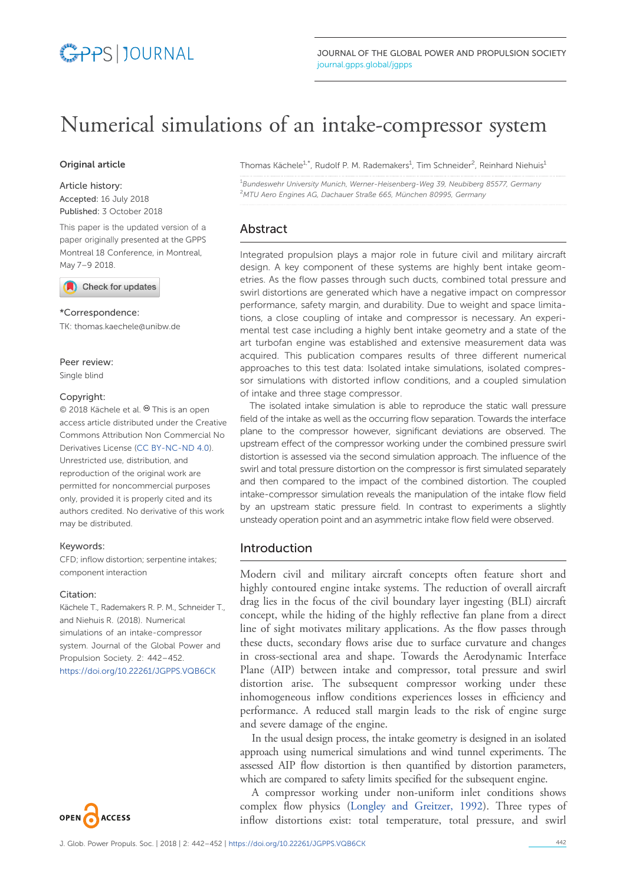# Numerical simulations of an intake-compressor system

**Original article**

**Article history:**
Accepted: 16 July 2018
Published: 3 October 2018

This paper is the updated version of a paper originally presented at the GPPS Montreal 18 Conference, in Montreal, May 7–9 2018.

**\*Correspondence:**
TK: thomas.kaechele@unibw.de

**Peer review:**
Single blind

**Copyright:**
© 2018 Kächele et al. This is an open access article distributed under the Creative Commons Attribution Non Commercial No Derivatives License (CC BY-NC-ND 4.0). Unrestricted use, distribution, and reproduction of the original work are permitted for noncommercial purposes only, provided it is properly cited and its authors credited. No derivative of this work may be distributed.

**Keywords:**
CFD; inflow distortion; serpentine intakes; component interaction

**Citation:**
Kächele T., Rademakers R. P. M., Schneider T., and Niehuis R. (2018). Numerical simulations of an intake-compressor system. Journal of the Global Power and Propulsion Society. 2: 442–452.
https://doi.org/10.22261/JGPPS.VQB6CK

Thomas Kächele[1,*], Rudolf P. M. Rademakers[1], Tim Schneider[2], Reinhard Niehuis[1]

[1]*Bundeswehr University Munich, Werner-Heisenberg-Weg 39, Neubiberg 85577, Germany*
[2]*MTU Aero Engines AG, Dachauer Straße 665, München 80995, Germany*

## Abstract

Integrated propulsion plays a major role in future civil and military aircraft design. A key component of these systems are highly bent intake geometries. As the flow passes through such ducts, combined total pressure and swirl distortions are generated which have a negative impact on compressor performance, safety margin, and durability. Due to weight and space limitations, a close coupling of intake and compressor is necessary. An experimental test case including a highly bent intake geometry and a state of the art turbofan engine was established and extensive measurement data was acquired. This publication compares results of three different numerical approaches to this test data: Isolated intake simulations, isolated compressor simulations with distorted inflow conditions, and a coupled simulation of intake and three stage compressor.

The isolated intake simulation is able to reproduce the static wall pressure field of the intake as well as the occurring flow separation. Towards the interface plane to the compressor however, significant deviations are observed. The upstream effect of the compressor working under the combined pressure swirl distortion is assessed via the second simulation approach. The influence of the swirl and total pressure distortion on the compressor is first simulated separately and then compared to the impact of the combined distortion. The coupled intake-compressor simulation reveals the manipulation of the intake flow field by an upstream static pressure field. In contrast to experiments a slightly unsteady operation point and an asymmetric intake flow field were observed.

## Introduction

Modern civil and military aircraft concepts often feature short and highly contoured engine intake systems. The reduction of overall aircraft drag lies in the focus of the civil boundary layer ingesting (BLI) aircraft concept, while the hiding of the highly reflective fan plane from a direct line of sight motivates military applications. As the flow passes through these ducts, secondary flows arise due to surface curvature and changes in cross-sectional area and shape. Towards the Aerodynamic Interface Plane (AIP) between intake and compressor, total pressure and swirl distortion arise. The subsequent compressor working under these inhomogeneous inflow conditions experiences losses in efficiency and performance. A reduced stall margin leads to the risk of engine surge and severe damage of the engine.

In the usual design process, the intake geometry is designed in an isolated approach using numerical simulations and wind tunnel experiments. The assessed AIP flow distortion is then quantified by distortion parameters, which are compared to safety limits specified for the subsequent engine.

A compressor working under non-uniform inlet conditions shows complex flow physics (Longley and Greitzer, 1992). Three types of inflow distortions exist: total temperature, total pressure, and swirl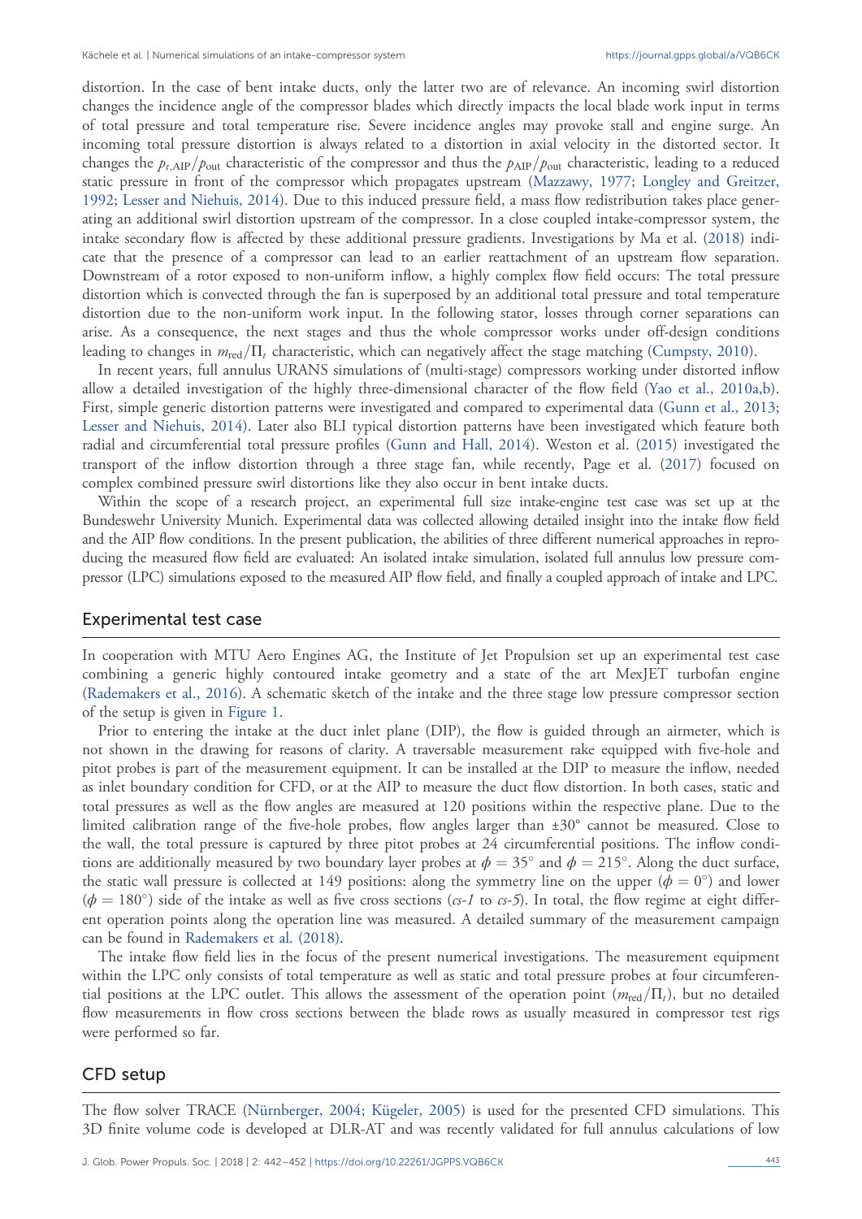distortion. In the case of bent intake ducts, only the latter two are of relevance. An incoming swirl distortion changes the incidence angle of the compressor blades which directly impacts the local blade work input in terms of total pressure and total temperature rise. Severe incidence angles may provoke stall and engine surge. An incoming total pressure distortion is always related to a distortion in axial velocity in the distorted sector. It changes the $p_{t,\text{AIP}}/p_{\text{out}}$ characteristic of the compressor and thus the $p_{\text{AIP}}/p_{\text{out}}$ characteristic, leading to a reduced static pressure in front of the compressor which propagates upstream (Mazzawy, 1977; Longley and Greitzer, 1992; Lesser and Niehuis, 2014). Due to this induced pressure field, a mass flow redistribution takes place generating an additional swirl distortion upstream of the compressor. In a close coupled intake-compressor system, the intake secondary flow is affected by these additional pressure gradients. Investigations by Ma et al. (2018) indicate that the presence of a compressor can lead to an earlier reattachment of an upstream flow separation. Downstream of a rotor exposed to non-uniform inflow, a highly complex flow field occurs: The total pressure distortion which is convected through the fan is superposed by an additional total pressure and total temperature distortion due to the non-uniform work input. In the following stator, losses through corner separations can arise. As a consequence, the next stages and thus the whole compressor works under off-design conditions leading to changes in $m_{\text{red}}/\Pi_t$ characteristic, which can negatively affect the stage matching (Cumpsty, 2010).

In recent years, full annulus URANS simulations of (multi-stage) compressors working under distorted inflow allow a detailed investigation of the highly three-dimensional character of the flow field (Yao et al., 2010a,b). First, simple generic distortion patterns were investigated and compared to experimental data (Gunn et al., 2013; Lesser and Niehuis, 2014). Later also BLI typical distortion patterns have been investigated which feature both radial and circumferential total pressure profiles (Gunn and Hall, 2014). Weston et al. (2015) investigated the transport of the inflow distortion through a three stage fan, while recently, Page et al. (2017) focused on complex combined pressure swirl distortions like they also occur in bent intake ducts.

Within the scope of a research project, an experimental full size intake-engine test case was set up at the Bundeswehr University Munich. Experimental data was collected allowing detailed insight into the intake flow field and the AIP flow conditions. In the present publication, the abilities of three different numerical approaches in reproducing the measured flow field are evaluated: An isolated intake simulation, isolated full annulus low pressure compressor (LPC) simulations exposed to the measured AIP flow field, and finally a coupled approach of intake and LPC.

## Experimental test case

In cooperation with MTU Aero Engines AG, the Institute of Jet Propulsion set up an experimental test case combining a generic highly contoured intake geometry and a state of the art MexJET turbofan engine (Rademakers et al., 2016). A schematic sketch of the intake and the three stage low pressure compressor section of the setup is given in Figure 1.

Prior to entering the intake at the duct inlet plane (DIP), the flow is guided through an airmeter, which is not shown in the drawing for reasons of clarity. A traversable measurement rake equipped with five-hole and pitot probes is part of the measurement equipment. It can be installed at the DIP to measure the inflow, needed as inlet boundary condition for CFD, or at the AIP to measure the duct flow distortion. In both cases, static and total pressures as well as the flow angles are measured at 120 positions within the respective plane. Due to the limited calibration range of the five-hole probes, flow angles larger than ±30° cannot be measured. Close to the wall, the total pressure is captured by three pitot probes at 24 circumferential positions. The inflow conditions are additionally measured by two boundary layer probes at $\phi = 35°$ and $\phi = 215°$. Along the duct surface, the static wall pressure is collected at 149 positions: along the symmetry line on the upper ($\phi = 0°$) and lower ($\phi = 180°$) side of the intake as well as five cross sections (*cs-1* to *cs-5*). In total, the flow regime at eight different operation points along the operation line was measured. A detailed summary of the measurement campaign can be found in Rademakers et al. (2018).

The intake flow field lies in the focus of the present numerical investigations. The measurement equipment within the LPC only consists of total temperature as well as static and total pressure probes at four circumferential positions at the LPC outlet. This allows the assessment of the operation point ($m_{\text{red}}/\Pi_t$), but no detailed flow measurements in flow cross sections between the blade rows as usually measured in compressor test rigs were performed so far.

## CFD setup

The flow solver TRACE (Nürnberger, 2004; Kügeler, 2005) is used for the presented CFD simulations. This 3D finite volume code is developed at DLR-AT and was recently validated for full annulus calculations of low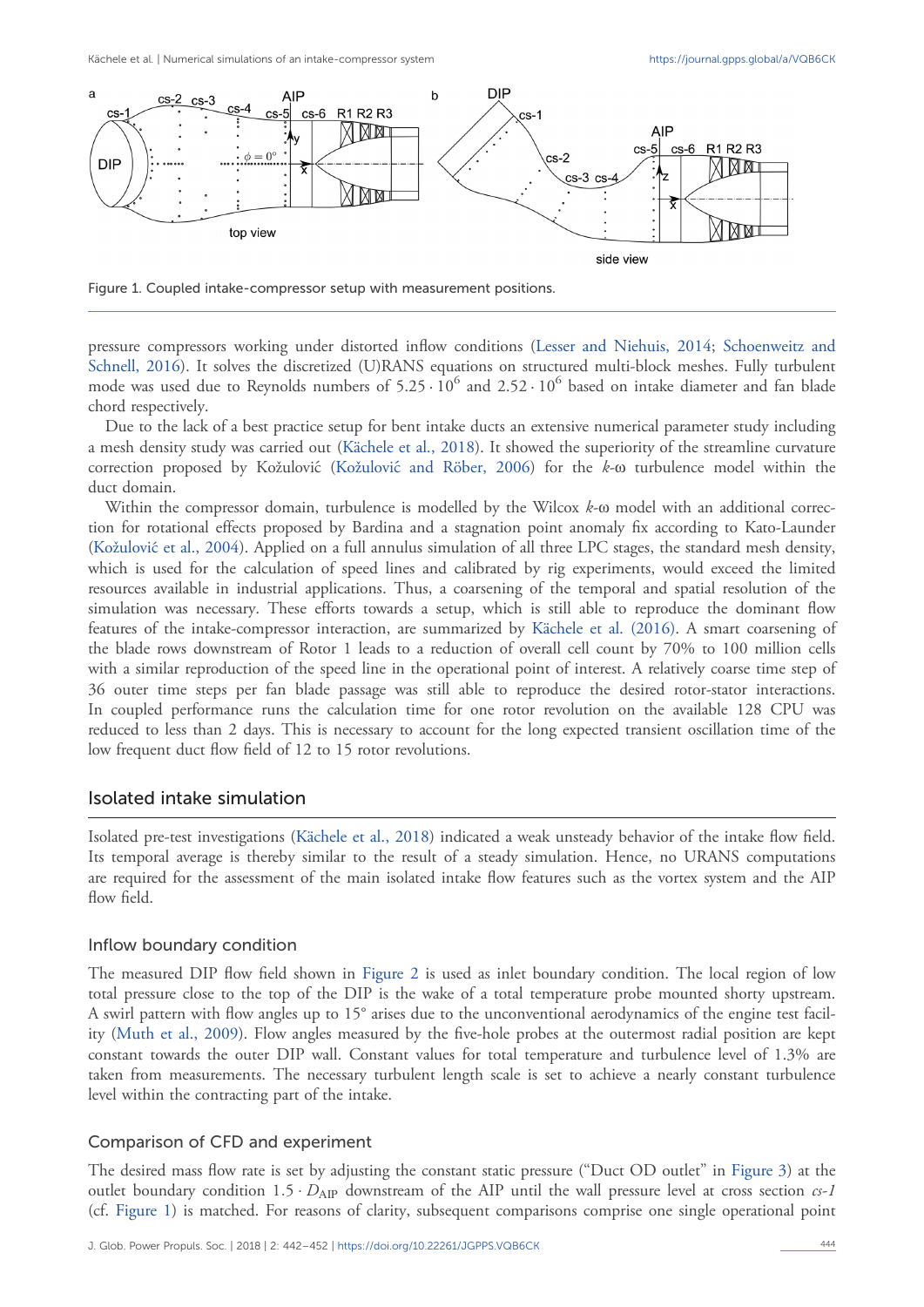Figure 1. Coupled intake-compressor setup with measurement positions.

pressure compressors working under distorted inflow conditions (Lesser and Niehuis, 2014; Schoenweitz and Schnell, 2016). It solves the discretized (U)RANS equations on structured multi-block meshes. Fully turbulent mode was used due to Reynolds numbers of $5.25 \cdot 10^6$ and $2.52 \cdot 10^6$ based on intake diameter and fan blade chord respectively.

Due to the lack of a best practice setup for bent intake ducts an extensive numerical parameter study including a mesh density study was carried out (Kächele et al., 2018). It showed the superiority of the streamline curvature correction proposed by Kožulović (Kožulović and Röber, 2006) for the *k*-ω turbulence model within the duct domain.

Within the compressor domain, turbulence is modelled by the Wilcox *k*-ω model with an additional correction for rotational effects proposed by Bardina and a stagnation point anomaly fix according to Kato-Launder (Kožulović et al., 2004). Applied on a full annulus simulation of all three LPC stages, the standard mesh density, which is used for the calculation of speed lines and calibrated by rig experiments, would exceed the limited resources available in industrial applications. Thus, a coarsening of the temporal and spatial resolution of the simulation was necessary. These efforts towards a setup, which is still able to reproduce the dominant flow features of the intake-compressor interaction, are summarized by Kächele et al. (2016). A smart coarsening of the blade rows downstream of Rotor 1 leads to a reduction of overall cell count by 70% to 100 million cells with a similar reproduction of the speed line in the operational point of interest. A relatively coarse time step of 36 outer time steps per fan blade passage was still able to reproduce the desired rotor-stator interactions. In coupled performance runs the calculation time for one rotor revolution on the available 128 CPU was reduced to less than 2 days. This is necessary to account for the long expected transient oscillation time of the low frequent duct flow field of 12 to 15 rotor revolutions.

## Isolated intake simulation

Isolated pre-test investigations (Kächele et al., 2018) indicated a weak unsteady behavior of the intake flow field. Its temporal average is thereby similar to the result of a steady simulation. Hence, no URANS computations are required for the assessment of the main isolated intake flow features such as the vortex system and the AIP flow field.

### Inflow boundary condition

The measured DIP flow field shown in Figure 2 is used as inlet boundary condition. The local region of low total pressure close to the top of the DIP is the wake of a total temperature probe mounted shorty upstream. A swirl pattern with flow angles up to 15° arises due to the unconventional aerodynamics of the engine test facility (Muth et al., 2009). Flow angles measured by the five-hole probes at the outermost radial position are kept constant towards the outer DIP wall. Constant values for total temperature and turbulence level of 1.3% are taken from measurements. The necessary turbulent length scale is set to achieve a nearly constant turbulence level within the contracting part of the intake.

### Comparison of CFD and experiment

The desired mass flow rate is set by adjusting the constant static pressure ("Duct OD outlet" in Figure 3) at the outlet boundary condition $1.5 \cdot D_{\mathrm{AIP}}$ downstream of the AIP until the wall pressure level at cross section *cs-1* (cf. Figure 1) is matched. For reasons of clarity, subsequent comparisons comprise one single operational point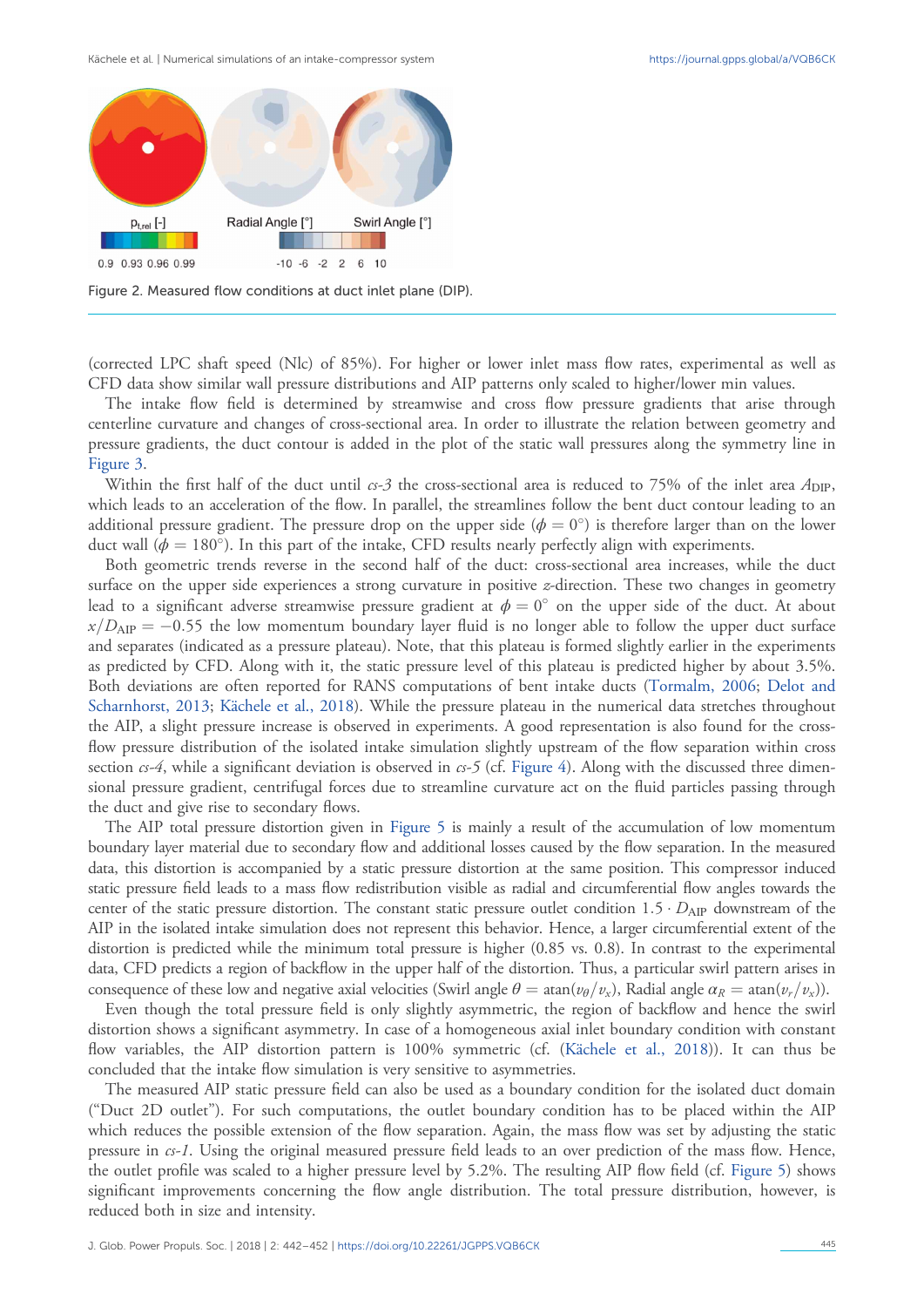Figure 2. Measured flow conditions at duct inlet plane (DIP).

(corrected LPC shaft speed (Nlc) of 85%). For higher or lower inlet mass flow rates, experimental as well as CFD data show similar wall pressure distributions and AIP patterns only scaled to higher/lower min values.

The intake flow field is determined by streamwise and cross flow pressure gradients that arise through centerline curvature and changes of cross-sectional area. In order to illustrate the relation between geometry and pressure gradients, the duct contour is added in the plot of the static wall pressures along the symmetry line in Figure 3.

Within the first half of the duct until *cs-3* the cross-sectional area is reduced to 75% of the inlet area $A_{\mathrm{DIP}}$, which leads to an acceleration of the flow. In parallel, the streamlines follow the bent duct contour leading to an additional pressure gradient. The pressure drop on the upper side ($\phi = 0°$) is therefore larger than on the lower duct wall ($\phi = 180°$). In this part of the intake, CFD results nearly perfectly align with experiments.

Both geometric trends reverse in the second half of the duct: cross-sectional area increases, while the duct surface on the upper side experiences a strong curvature in positive *z*-direction. These two changes in geometry lead to a significant adverse streamwise pressure gradient at $\phi = 0°$ on the upper side of the duct. At about $x/D_{\mathrm{AIP}} = -0.55$ the low momentum boundary layer fluid is no longer able to follow the upper duct surface and separates (indicated as a pressure plateau). Note, that this plateau is formed slightly earlier in the experiments as predicted by CFD. Along with it, the static pressure level of this plateau is predicted higher by about 3.5%. Both deviations are often reported for RANS computations of bent intake ducts (Tormalm, 2006; Delot and Scharnhorst, 2013; Kächele et al., 2018). While the pressure plateau in the numerical data stretches throughout the AIP, a slight pressure increase is observed in experiments. A good representation is also found for the cross-flow pressure distribution of the isolated intake simulation slightly upstream of the flow separation within cross section *cs-4*, while a significant deviation is observed in *cs-5* (cf. Figure 4). Along with the discussed three dimensional pressure gradient, centrifugal forces due to streamline curvature act on the fluid particles passing through the duct and give rise to secondary flows.

The AIP total pressure distortion given in Figure 5 is mainly a result of the accumulation of low momentum boundary layer material due to secondary flow and additional losses caused by the flow separation. In the measured data, this distortion is accompanied by a static pressure distortion at the same position. This compressor induced static pressure field leads to a mass flow redistribution visible as radial and circumferential flow angles towards the center of the static pressure distortion. The constant static pressure outlet condition $1.5 \cdot D_{\mathrm{AIP}}$ downstream of the AIP in the isolated intake simulation does not represent this behavior. Hence, a larger circumferential extent of the distortion is predicted while the minimum total pressure is higher (0.85 vs. 0.8). In contrast to the experimental data, CFD predicts a region of backflow in the upper half of the distortion. Thus, a particular swirl pattern arises in consequence of these low and negative axial velocities (Swirl angle $\theta = \mathrm{atan}(v_\theta / v_x)$, Radial angle $\alpha_R = \mathrm{atan}(v_r / v_x)$).

Even though the total pressure field is only slightly asymmetric, the region of backflow and hence the swirl distortion shows a significant asymmetry. In case of a homogeneous axial inlet boundary condition with constant flow variables, the AIP distortion pattern is 100% symmetric (cf. (Kächele et al., 2018)). It can thus be concluded that the intake flow simulation is very sensitive to asymmetries.

The measured AIP static pressure field can also be used as a boundary condition for the isolated duct domain ("Duct 2D outlet"). For such computations, the outlet boundary condition has to be placed within the AIP which reduces the possible extension of the flow separation. Again, the mass flow was set by adjusting the static pressure in *cs-1*. Using the original measured pressure field leads to an over prediction of the mass flow. Hence, the outlet profile was scaled to a higher pressure level by 5.2%. The resulting AIP flow field (cf. Figure 5) shows significant improvements concerning the flow angle distribution. The total pressure distribution, however, is reduced both in size and intensity.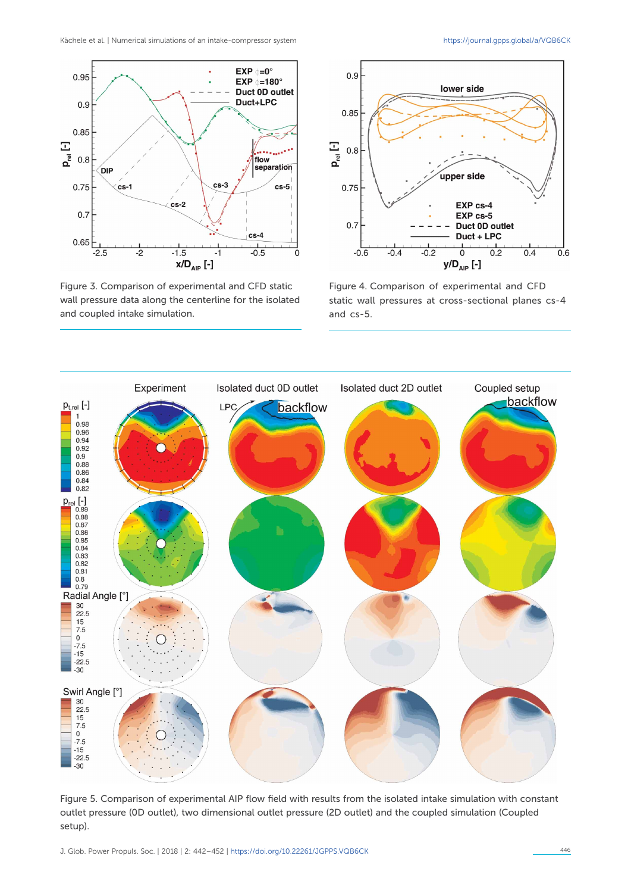Figure 3. Comparison of experimental and CFD static wall pressure data along the centerline for the isolated and coupled intake simulation.

Figure 4. Comparison of experimental and CFD static wall pressures at cross-sectional planes cs-4 and cs-5.

Figure 5. Comparison of experimental AIP flow field with results from the isolated intake simulation with constant outlet pressure (0D outlet), two dimensional outlet pressure (2D outlet) and the coupled simulation (Coupled setup).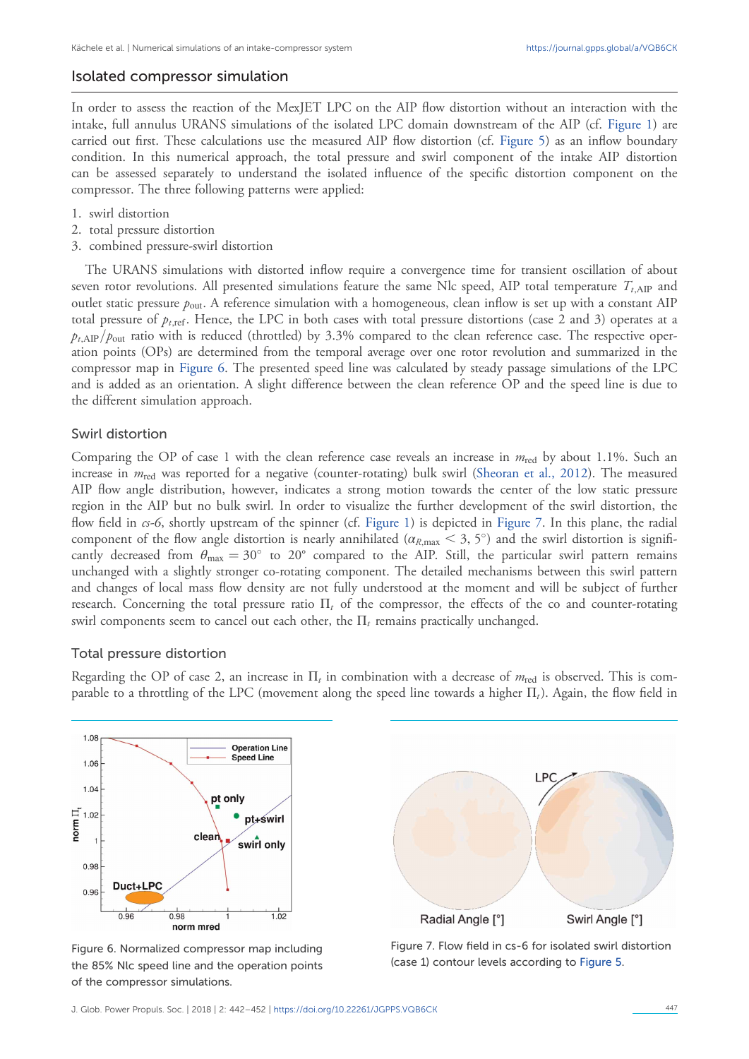## Isolated compressor simulation

In order to assess the reaction of the MexJET LPC on the AIP flow distortion without an interaction with the intake, full annulus URANS simulations of the isolated LPC domain downstream of the AIP (cf. Figure 1) are carried out first. These calculations use the measured AIP flow distortion (cf. Figure 5) as an inflow boundary condition. In this numerical approach, the total pressure and swirl component of the intake AIP distortion can be assessed separately to understand the isolated influence of the specific distortion component on the compressor. The three following patterns were applied:

1. swirl distortion
2. total pressure distortion
3. combined pressure-swirl distortion

The URANS simulations with distorted inflow require a convergence time for transient oscillation of about seven rotor revolutions. All presented simulations feature the same Nlc speed, AIP total temperature $T_{t,\mathrm{AIP}}$ and outlet static pressure $p_{\mathrm{out}}$. A reference simulation with a homogeneous, clean inflow is set up with a constant AIP total pressure of $p_{t,\mathrm{ref}}$. Hence, the LPC in both cases with total pressure distortions (case 2 and 3) operates at a $p_{t,\mathrm{AIP}}/p_{\mathrm{out}}$ ratio with is reduced (throttled) by 3.3% compared to the clean reference case. The respective operation points (OPs) are determined from the temporal average over one rotor revolution and summarized in the compressor map in Figure 6. The presented speed line was calculated by steady passage simulations of the LPC and is added as an orientation. A slight difference between the clean reference OP and the speed line is due to the different simulation approach.

### Swirl distortion

Comparing the OP of case 1 with the clean reference case reveals an increase in $m_{\mathrm{red}}$ by about 1.1%. Such an increase in $m_{\mathrm{red}}$ was reported for a negative (counter-rotating) bulk swirl (Sheoran et al., 2012). The measured AIP flow angle distribution, however, indicates a strong motion towards the center of the low static pressure region in the AIP but no bulk swirl. In order to visualize the further development of the swirl distortion, the flow field in *cs-6*, shortly upstream of the spinner (cf. Figure 1) is depicted in Figure 7. In this plane, the radial component of the flow angle distortion is nearly annihilated ($\alpha_{R,\max} < 3, 5°$) and the swirl distortion is significantly decreased from $\theta_{\max} = 30°$ to $20°$ compared to the AIP. Still, the particular swirl pattern remains unchanged with a slightly stronger co-rotating component. The detailed mechanisms between this swirl pattern and changes of local mass flow density are not fully understood at the moment and will be subject of further research. Concerning the total pressure ratio $\Pi_t$ of the compressor, the effects of the co and counter-rotating swirl components seem to cancel out each other, the $\Pi_t$ remains practically unchanged.

### Total pressure distortion

Regarding the OP of case 2, an increase in $\Pi_t$ in combination with a decrease of $m_{\mathrm{red}}$ is observed. This is comparable to a throttling of the LPC (movement along the speed line towards a higher $\Pi_t$). Again, the flow field in

Figure 6. Normalized compressor map including the 85% Nlc speed line and the operation points of the compressor simulations.

Figure 7. Flow field in cs-6 for isolated swirl distortion (case 1) contour levels according to Figure 5.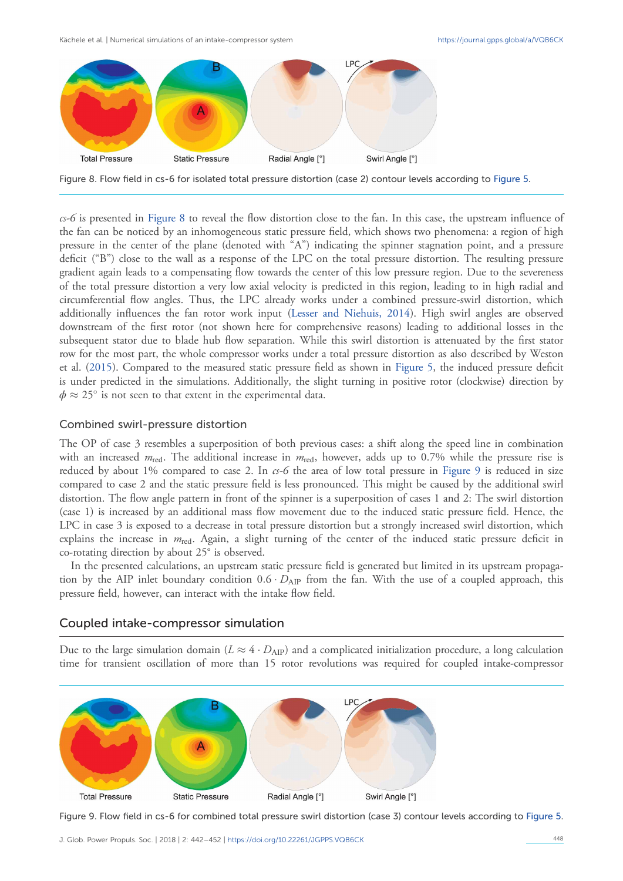Figure 8. Flow field in cs-6 for isolated total pressure distortion (case 2) contour levels according to Figure 5.

*cs-6* is presented in Figure 8 to reveal the flow distortion close to the fan. In this case, the upstream influence of the fan can be noticed by an inhomogeneous static pressure field, which shows two phenomena: a region of high pressure in the center of the plane (denoted with "A") indicating the spinner stagnation point, and a pressure deficit ("B") close to the wall as a response of the LPC on the total pressure distortion. The resulting pressure gradient again leads to a compensating flow towards the center of this low pressure region. Due to the severeness of the total pressure distortion a very low axial velocity is predicted in this region, leading to in high radial and circumferential flow angles. Thus, the LPC already works under a combined pressure-swirl distortion, which additionally influences the fan rotor work input (Lesser and Niehuis, 2014). High swirl angles are observed downstream of the first rotor (not shown here for comprehensive reasons) leading to additional losses in the subsequent stator due to blade hub flow separation. While this swirl distortion is attenuated by the first stator row for the most part, the whole compressor works under a total pressure distortion as also described by Weston et al. (2015). Compared to the measured static pressure field as shown in Figure 5, the induced pressure deficit is under predicted in the simulations. Additionally, the slight turning in positive rotor (clockwise) direction by $\phi \approx 25^\circ$ is not seen to that extent in the experimental data.

## Combined swirl-pressure distortion

The OP of case 3 resembles a superposition of both previous cases: a shift along the speed line in combination with an increased $\dot{m}_{red}$. The additional increase in $\dot{m}_{red}$, however, adds up to 0.7% while the pressure rise is reduced by about 1% compared to case 2. In *cs-6* the area of low total pressure in Figure 9 is reduced in size compared to case 2 and the static pressure field is less pronounced. This might be caused by the additional swirl distortion. The flow angle pattern in front of the spinner is a superposition of cases 1 and 2: The swirl distortion (case 1) is increased by an additional mass flow movement due to the induced static pressure field. Hence, the LPC in case 3 is exposed to a decrease in total pressure distortion but a strongly increased swirl distortion, which explains the increase in $\dot{m}_{red}$. Again, a slight turning of the center of the induced static pressure deficit in co-rotating direction by about 25° is observed.

In the presented calculations, an upstream static pressure field is generated but limited in its upstream propagation by the AIP inlet boundary condition $0.6 \cdot D_{AIP}$ from the fan. With the use of a coupled approach, this pressure field, however, can interact with the intake flow field.

## Coupled intake-compressor simulation

Due to the large simulation domain ($L \approx 4 \cdot D_{AIP}$) and a complicated initialization procedure, a long calculation time for transient oscillation of more than 15 rotor revolutions was required for coupled intake-compressor

Figure 9. Flow field in cs-6 for combined total pressure swirl distortion (case 3) contour levels according to Figure 5.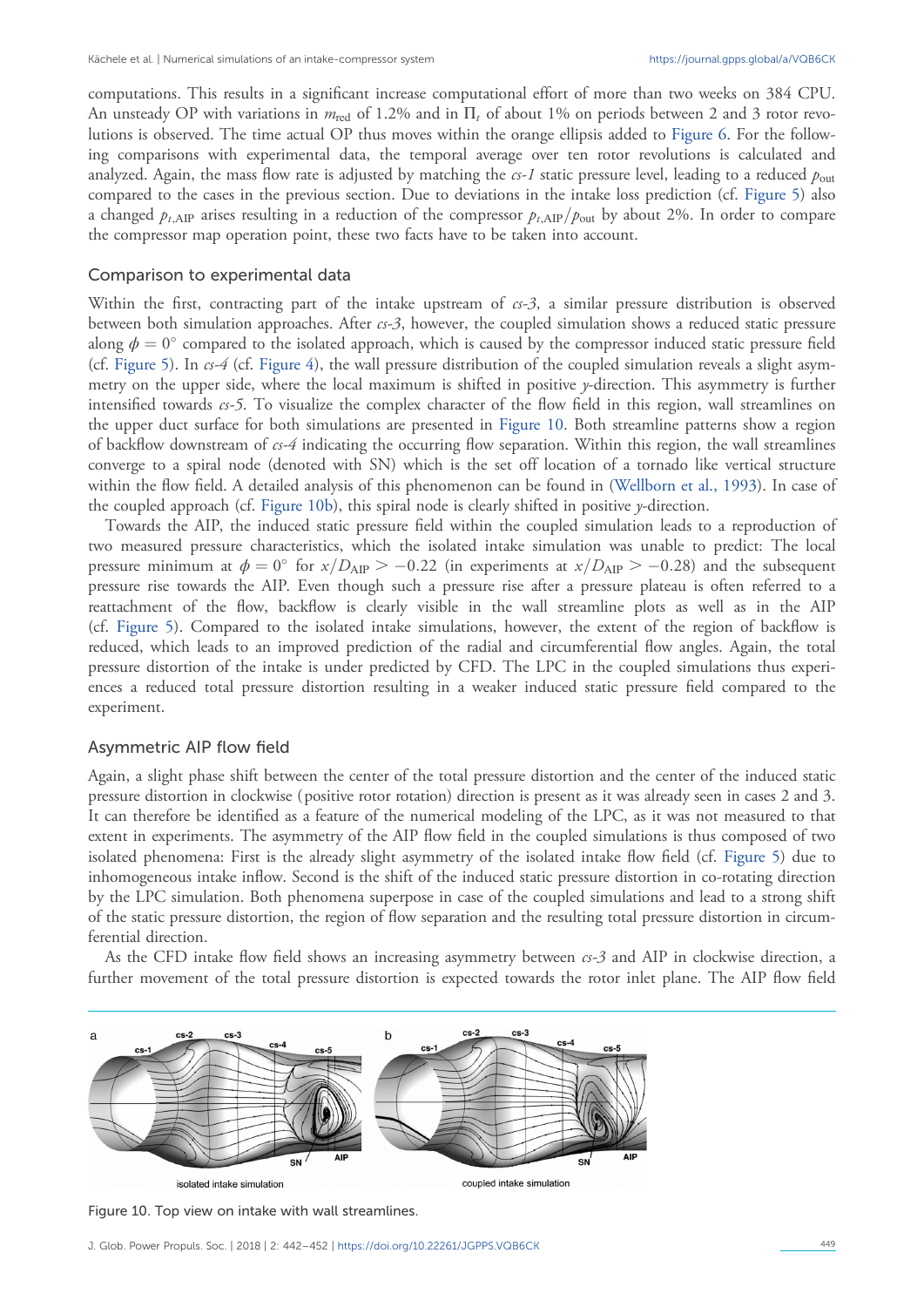computations. This results in a significant increase computational effort of more than two weeks on 384 CPU. An unsteady OP with variations in $\dot{m}_{\text{red}}$ of 1.2% and in $\Pi_t$ of about 1% on periods between 2 and 3 rotor revolutions is observed. The time actual OP thus moves within the orange ellipsis added to Figure 6. For the following comparisons with experimental data, the temporal average over ten rotor revolutions is calculated and analyzed. Again, the mass flow rate is adjusted by matching the *cs-1* static pressure level, leading to a reduced $p_{\text{out}}$ compared to the cases in the previous section. Due to deviations in the intake loss prediction (cf. Figure 5) also a changed $p_{t,\text{AIP}}$ arises resulting in a reduction of the compressor $p_{t,\text{AIP}}/p_{\text{out}}$ by about 2%. In order to compare the compressor map operation point, these two facts have to be taken into account.

## Comparison to experimental data

Within the first, contracting part of the intake upstream of *cs-3*, a similar pressure distribution is observed between both simulation approaches. After *cs-3*, however, the coupled simulation shows a reduced static pressure along $\phi = 0°$ compared to the isolated approach, which is caused by the compressor induced static pressure field (cf. Figure 5). In *cs-4* (cf. Figure 4), the wall pressure distribution of the coupled simulation reveals a slight asymmetry on the upper side, where the local maximum is shifted in positive *y*-direction. This asymmetry is further intensified towards *cs-5*. To visualize the complex character of the flow field in this region, wall streamlines on the upper duct surface for both simulations are presented in Figure 10. Both streamline patterns show a region of backflow downstream of *cs-4* indicating the occurring flow separation. Within this region, the wall streamlines converge to a spiral node (denoted with SN) which is the set off location of a tornado like vertical structure within the flow field. A detailed analysis of this phenomenon can be found in (Wellborn et al., 1993). In case of the coupled approach (cf. Figure 10b), this spiral node is clearly shifted in positive *y*-direction.

Towards the AIP, the induced static pressure field within the coupled simulation leads to a reproduction of two measured pressure characteristics, which the isolated intake simulation was unable to predict: The local pressure minimum at $\phi = 0°$ for $x/D_{\text{AIP}} > -0.22$ (in experiments at $x/D_{\text{AIP}} > -0.28$) and the subsequent pressure rise towards the AIP. Even though such a pressure rise after a pressure plateau is often referred to a reattachment of the flow, backflow is clearly visible in the wall streamline plots as well as in the AIP (cf. Figure 5). Compared to the isolated intake simulations, however, the extent of the region of backflow is reduced, which leads to an improved prediction of the radial and circumferential flow angles. Again, the total pressure distortion of the intake is under predicted by CFD. The LPC in the coupled simulations thus experiences a reduced total pressure distortion resulting in a weaker induced static pressure field compared to the experiment.

## Asymmetric AIP flow field

Again, a slight phase shift between the center of the total pressure distortion and the center of the induced static pressure distortion in clockwise (positive rotor rotation) direction is present as it was already seen in cases 2 and 3. It can therefore be identified as a feature of the numerical modeling of the LPC, as it was not measured to that extent in experiments. The asymmetry of the AIP flow field in the coupled simulations is thus composed of two isolated phenomena: First is the already slight asymmetry of the isolated intake flow field (cf. Figure 5) due to inhomogeneous intake inflow. Second is the shift of the induced static pressure distortion in co-rotating direction by the LPC simulation. Both phenomena superpose in case of the coupled simulations and lead to a strong shift of the static pressure distortion, the region of flow separation and the resulting total pressure distortion in circumferential direction.

As the CFD intake flow field shows an increasing asymmetry between *cs-3* and AIP in clockwise direction, a further movement of the total pressure distortion is expected towards the rotor inlet plane. The AIP flow field

Figure 10. Top view on intake with wall streamlines.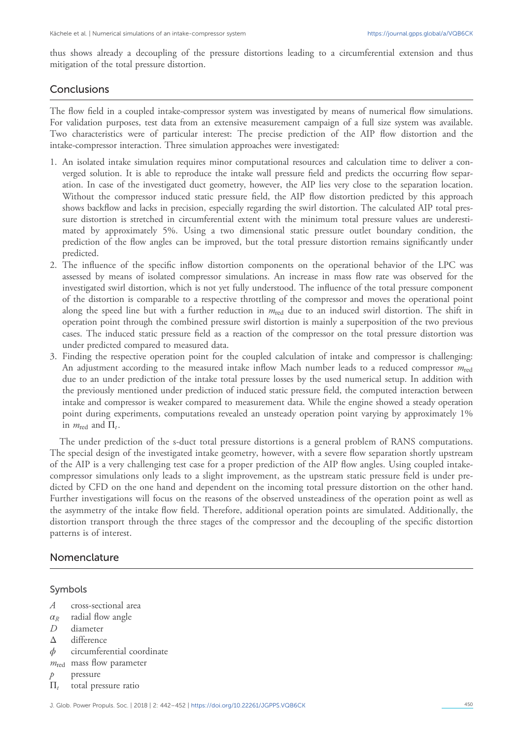thus shows already a decoupling of the pressure distortions leading to a circumferential extension and thus mitigation of the total pressure distortion.

## Conclusions

The flow field in a coupled intake-compressor system was investigated by means of numerical flow simulations. For validation purposes, test data from an extensive measurement campaign of a full size system was available. Two characteristics were of particular interest: The precise prediction of the AIP flow distortion and the intake-compressor interaction. Three simulation approaches were investigated:

1. An isolated intake simulation requires minor computational resources and calculation time to deliver a converged solution. It is able to reproduce the intake wall pressure field and predicts the occurring flow separation. In case of the investigated duct geometry, however, the AIP lies very close to the separation location. Without the compressor induced static pressure field, the AIP flow distortion predicted by this approach shows backflow and lacks in precision, especially regarding the swirl distortion. The calculated AIP total pressure distortion is stretched in circumferential extent with the minimum total pressure values are underestimated by approximately 5%. Using a two dimensional static pressure outlet boundary condition, the prediction of the flow angles can be improved, but the total pressure distortion remains significantly under predicted.
2. The influence of the specific inflow distortion components on the operational behavior of the LPC was assessed by means of isolated compressor simulations. An increase in mass flow rate was observed for the investigated swirl distortion, which is not yet fully understood. The influence of the total pressure component of the distortion is comparable to a respective throttling of the compressor and moves the operational point along the speed line but with a further reduction in $m_{\text{red}}$ due to an induced swirl distortion. The shift in operation point through the combined pressure swirl distortion is mainly a superposition of the two previous cases. The induced static pressure field as a reaction of the compressor on the total pressure distortion was under predicted compared to measured data.
3. Finding the respective operation point for the coupled calculation of intake and compressor is challenging: An adjustment according to the measured intake inflow Mach number leads to a reduced compressor $m_{\text{red}}$ due to an under prediction of the intake total pressure losses by the used numerical setup. In addition with the previously mentioned under prediction of induced static pressure field, the computed interaction between intake and compressor is weaker compared to measurement data. While the engine showed a steady operation point during experiments, computations revealed an unsteady operation point varying by approximately 1% in $m_{\text{red}}$ and $\Pi_t$.

The under prediction of the s-duct total pressure distortions is a general problem of RANS computations. The special design of the investigated intake geometry, however, with a severe flow separation shortly upstream of the AIP is a very challenging test case for a proper prediction of the AIP flow angles. Using coupled intake-compressor simulations only leads to a slight improvement, as the upstream static pressure field is under predicted by CFD on the one hand and dependent on the incoming total pressure distortion on the other hand. Further investigations will focus on the reasons of the observed unsteadiness of the operation point as well as the asymmetry of the intake flow field. Therefore, additional operation points are simulated. Additionally, the distortion transport through the three stages of the compressor and the decoupling of the specific distortion patterns is of interest.

## Nomenclature

### Symbols

- $A$ cross-sectional area
- $\alpha_R$ radial flow angle
- $D$ diameter
- $\Delta$ difference
- $\phi$ circumferential coordinate
- $m_{\text{red}}$ mass flow parameter
- $p$ pressure
- $\Pi_t$ total pressure ratio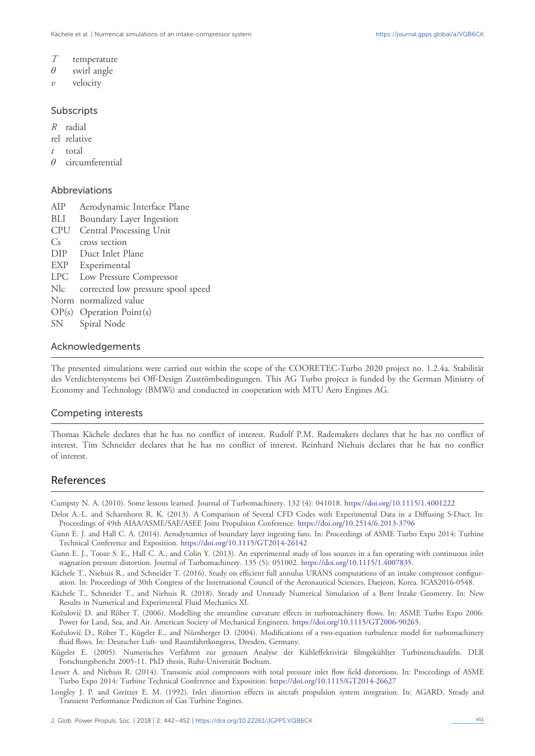$T$ temperature
$\theta$ swirl angle
$v$ velocity

## Subscripts

$R$ radial
rel relative
$t$ total
$\theta$ circumferential

## Abbreviations

AIP Aerodynamic Interface Plane
BLI Boundary Layer Ingestion
CPU Central Processing Unit
Cs cross section
DIP Duct Inlet Plane
EXP Experimental
LPC Low Pressure Compressor
Nlc corrected low pressure spool speed
Norm normalized value
OP(s) Operation Point(s)
SN Spiral Node

## Acknowledgements

The presented simulations were carried out within the scope of the COORETEC-Turbo 2020 project no. 1.2.4a. Stabilität des Verdichtersystems bei Off-Design Zuströmbedingungen. This AG Turbo project is funded by the German Ministry of Economy and Technology (BMWi) and conducted in cooperation with MTU Aero Engines AG.

## Competing interests

Thomas Kächele declares that he has no conflict of interest. Rudolf P.M. Rademakers declares that he has no conflict of interest. Tim Schneider declares that he has no conflict of interest. Reinhard Niehuis declares that he has no conflict of interest.

## References

Cumpsty N. A. (2010). Some lessons learned. Journal of Turbomachinery. 132 (4): 041018. https://doi.org/10.1115/1.4001222

Delot A.-L. and Scharnhorst R. K. (2013). A Comparison of Several CFD Codes with Experimental Data in a Diffusing S-Duct. In: Proceedings of 49th AIAA/ASME/SAE/ASEE Joint Propulsion Conference. https://doi.org/10.2514/6.2013-3796

Gunn E. J. and Hall C. A. (2014). Aerodynamics of boundary layer ingesting fans. In: Proceedings of ASME Turbo Expo 2014: Turbine Technical Conference and Exposition. https://doi.org/10.1115/GT2014-26142

Gunn E. J., Tooze S. E., Hall C. A., and Colin Y. (2013). An experimental study of loss sources in a fan operating with continuous inlet stagnation pressure distortion. Journal of Turbomachinery. 135 (5): 051002. https://doi.org/10.1115/1.4007835.

Kächele T., Niehuis R., and Schneider T. (2016). Study on efficient full annulus URANS computations of an intake compressor configuration. In: Proceedings of 30th Congress of the International Council of the Aeronautical Sciences, Daejeon, Korea. ICAS2016-0548.

Kächele T., Schneider T., and Niehuis R. (2018). Steady and Unsteady Numerical Simulation of a Bent Intake Geometry. In: New Results in Numerical and Experimental Fluid Mechanics XI.

Kožulović D. and Röber T. (2006). Modelling the streamline curvature effects in turbomachinery flows. In: ASME Turbo Expo 2006: Power for Land, Sea, and Air. American Society of Mechanical Engineers. https://doi.org/10.1115/GT2006-90265.

Kožulović D., Röber T., Kügeler E., and Nürnberger D. (2004). Modifications of a two-equation turbulence model for turbomachinery fluid flows. In: Deutscher Luft- und Raumfahrtkongress, Dresden, Germany.

Kügeler E. (2005). Numerisches Verfahren zur genauen Analyse der Kühleffektivität filmgekühlter Turbinenschaufeln. DLR Forschungsbericht 2005-11. PhD thesis, Ruhr-Universität Bochum.

Lesser A. and Niehuis R. (2014). Transonic axial compressors with total pressure inlet flow field distortions. In: Proceedings of ASME Turbo Expo 2014: Turbine Technical Conference and Exposition. https://doi.org/10.1115/GT2014-26627

Longley J. P. and Greitzer E. M. (1992). Inlet distortion effects in aircraft propulsion system integration. In: AGARD, Steady and Transient Performance Prediction of Gas Turbine Engines.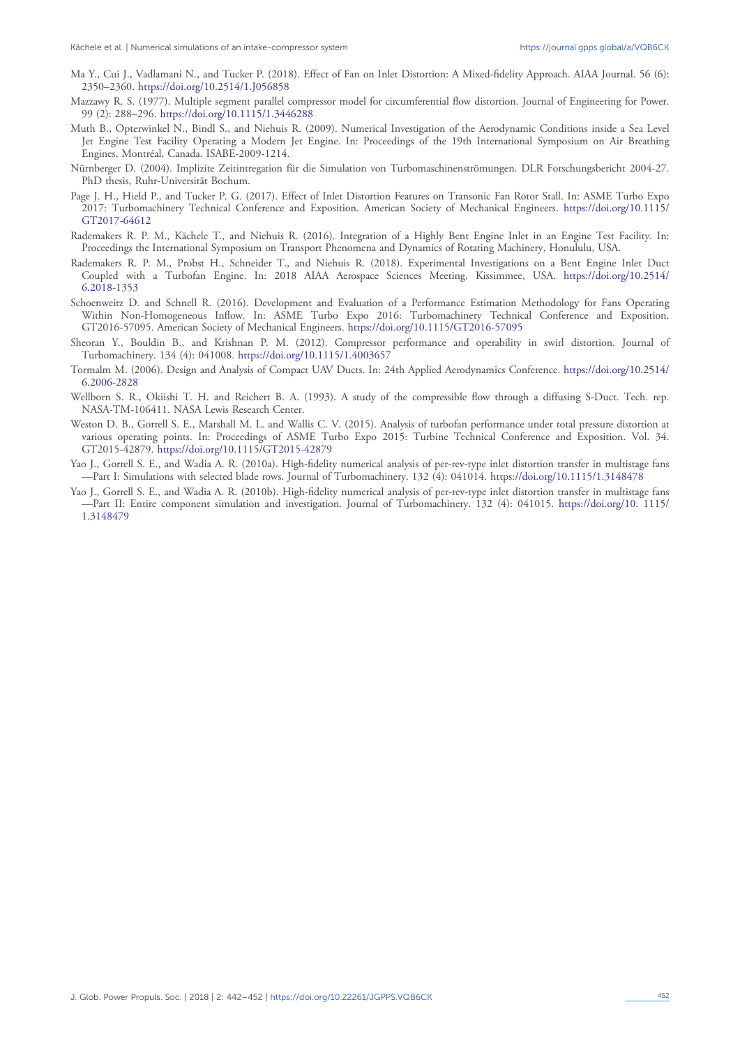Ma Y., Cui J., Vadlamani N., and Tucker P. (2018). Effect of Fan on Inlet Distortion: A Mixed-fidelity Approach. AIAA Journal. 56 (6): 2350–2360. https://doi.org/10.2514/1.J056858

Mazzawy R. S. (1977). Multiple segment parallel compressor model for circumferential flow distortion. Journal of Engineering for Power. 99 (2): 288–296. https://doi.org/10.1115/1.3446288

Muth B., Opterwinkel N., Bindl S., and Niehuis R. (2009). Numerical Investigation of the Aerodynamic Conditions inside a Sea Level Jet Engine Test Facility Operating a Modern Jet Engine. In: Proceedings of the 19th International Symposium on Air Breathing Engines, Montréal, Canada. ISABE-2009-1214.

Nürnberger D. (2004). Implizite Zeitintregation für die Simulation von Turbomaschinenströmungen. DLR Forschungsbericht 2004-27. PhD thesis, Ruhr-Universität Bochum.

Page J. H., Hield P., and Tucker P. G. (2017). Effect of Inlet Distortion Features on Transonic Fan Rotor Stall. In: ASME Turbo Expo 2017: Turbomachinery Technical Conference and Exposition. American Society of Mechanical Engineers. https://doi.org/10.1115/GT2017-64612

Rademakers R. P. M., Kächele T., and Niehuis R. (2016). Integration of a Highly Bent Engine Inlet in an Engine Test Facility. In: Proceedings the International Symposium on Transport Phenomena and Dynamics of Rotating Machinery, Honolulu, USA.

Rademakers R. P. M., Probst H., Schneider T., and Niehuis R. (2018). Experimental Investigations on a Bent Engine Inlet Duct Coupled with a Turbofan Engine. In: 2018 AIAA Aerospace Sciences Meeting, Kissimmee, USA. https://doi.org/10.2514/6.2018-1353

Schoenweitz D. and Schnell R. (2016). Development and Evaluation of a Performance Estimation Methodology for Fans Operating Within Non-Homogeneous Inflow. In: ASME Turbo Expo 2016: Turbomachinery Technical Conference and Exposition. GT2016-57095. American Society of Mechanical Engineers. https://doi.org/10.1115/GT2016-57095

Sheoran Y., Bouldin B., and Krishnan P. M. (2012). Compressor performance and operability in swirl distortion. Journal of Turbomachinery. 134 (4): 041008. https://doi.org/10.1115/1.4003657

Tormalm M. (2006). Design and Analysis of Compact UAV Ducts. In: 24th Applied Aerodynamics Conference. https://doi.org/10.2514/6.2006-2828

Wellborn S. R., Okiishi T. H. and Reichert B. A. (1993). A study of the compressible flow through a diffusing S-Duct. Tech. rep. NASA-TM-106411. NASA Lewis Research Center.

Weston D. B., Gorrell S. E., Marshall M. L. and Wallis C. V. (2015). Analysis of turbofan performance under total pressure distortion at various operating points. In: Proceedings of ASME Turbo Expo 2015: Turbine Technical Conference and Exposition. Vol. 34. GT2015-42879. https://doi.org/10.1115/GT2015-42879

Yao J., Gorrell S. E., and Wadia A. R. (2010a). High-fidelity numerical analysis of per-rev-type inlet distortion transfer in multistage fans —Part I: Simulations with selected blade rows. Journal of Turbomachinery. 132 (4): 041014. https://doi.org/10.1115/1.3148478

Yao J., Gorrell S. E., and Wadia A. R. (2010b). High-fidelity numerical analysis of per-rev-type inlet distortion transfer in multistage fans —Part II: Entire component simulation and investigation. Journal of Turbomachinery. 132 (4): 041015. https://doi.org/10.1115/1.3148479